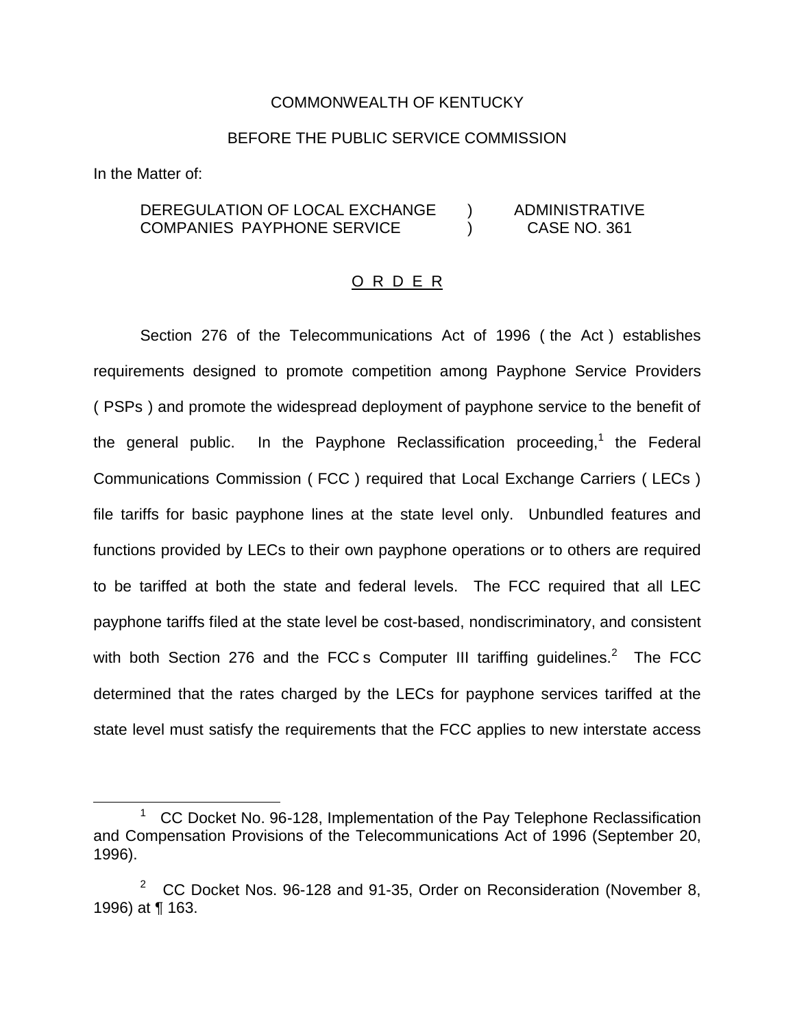COMMONWEALTH OF KENTUCKY

BEFORE THE PUBLIC SERVICE COMMISSION

In the Matter of:

| | | |
|---|---|---|
| DEREGULATION OF LOCAL EXCHANGE COMPANIES PAYPHONE SERVICE | ) ) | ADMINISTRATIVE CASE NO. 361 |

O R D E R

Section 276 of the Telecommunications Act of 1996 ( the Act ) establishes requirements designed to promote competition among Payphone Service Providers ( PSPs ) and promote the widespread deployment of payphone service to the benefit of the general public. In the Payphone Reclassification proceeding,[1] the Federal Communications Commission ( FCC ) required that Local Exchange Carriers ( LECs ) file tariffs for basic payphone lines at the state level only. Unbundled features and functions provided by LECs to their own payphone operations or to others are required to be tariffed at both the state and federal levels. The FCC required that all LEC payphone tariffs filed at the state level be cost-based, nondiscriminatory, and consistent with both Section 276 and the FCC s Computer III tariffing guidelines.[2] The FCC determined that the rates charged by the LECs for payphone services tariffed at the state level must satisfy the requirements that the FCC applies to new interstate access

[1] CC Docket No. 96-128, Implementation of the Pay Telephone Reclassification and Compensation Provisions of the Telecommunications Act of 1996 (September 20, 1996).

[2] CC Docket Nos. 96-128 and 91-35, Order on Reconsideration (November 8, 1996) at ¶ 163.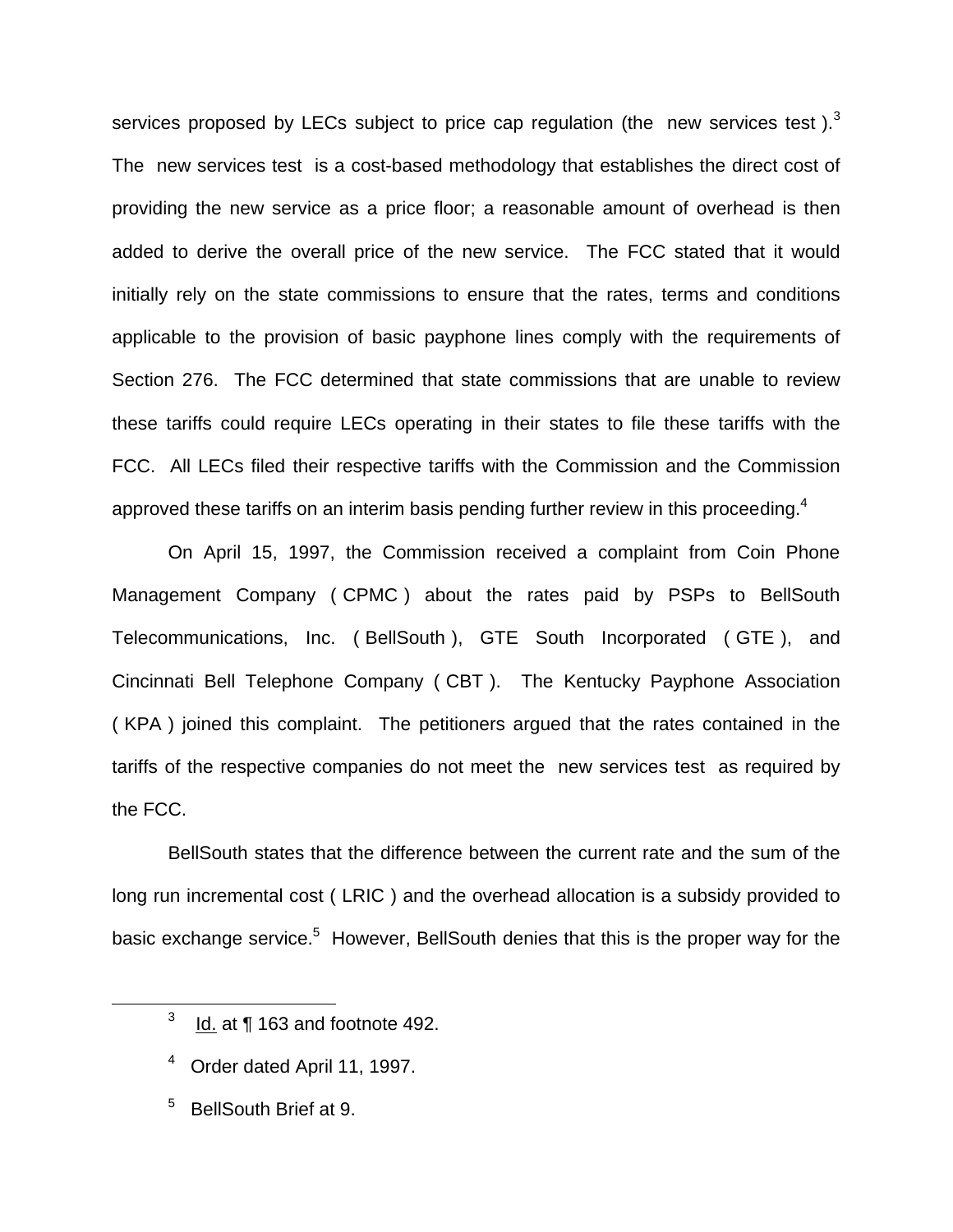services proposed by LECs subject to price cap regulation (the new services test ).[3] The new services test is a cost-based methodology that establishes the direct cost of providing the new service as a price floor; a reasonable amount of overhead is then added to derive the overall price of the new service. The FCC stated that it would initially rely on the state commissions to ensure that the rates, terms and conditions applicable to the provision of basic payphone lines comply with the requirements of Section 276. The FCC determined that state commissions that are unable to review these tariffs could require LECs operating in their states to file these tariffs with the FCC. All LECs filed their respective tariffs with the Commission and the Commission approved these tariffs on an interim basis pending further review in this proceeding.[4]

On April 15, 1997, the Commission received a complaint from Coin Phone Management Company ( CPMC ) about the rates paid by PSPs to BellSouth Telecommunications, Inc. ( BellSouth ), GTE South Incorporated ( GTE ), and Cincinnati Bell Telephone Company ( CBT ). The Kentucky Payphone Association ( KPA ) joined this complaint. The petitioners argued that the rates contained in the tariffs of the respective companies do not meet the new services test as required by the FCC.

BellSouth states that the difference between the current rate and the sum of the long run incremental cost ( LRIC ) and the overhead allocation is a subsidy provided to basic exchange service.[5] However, BellSouth denies that this is the proper way for the

---

[3] Id. at ¶ 163 and footnote 492.

[4] Order dated April 11, 1997.

[5] BellSouth Brief at 9.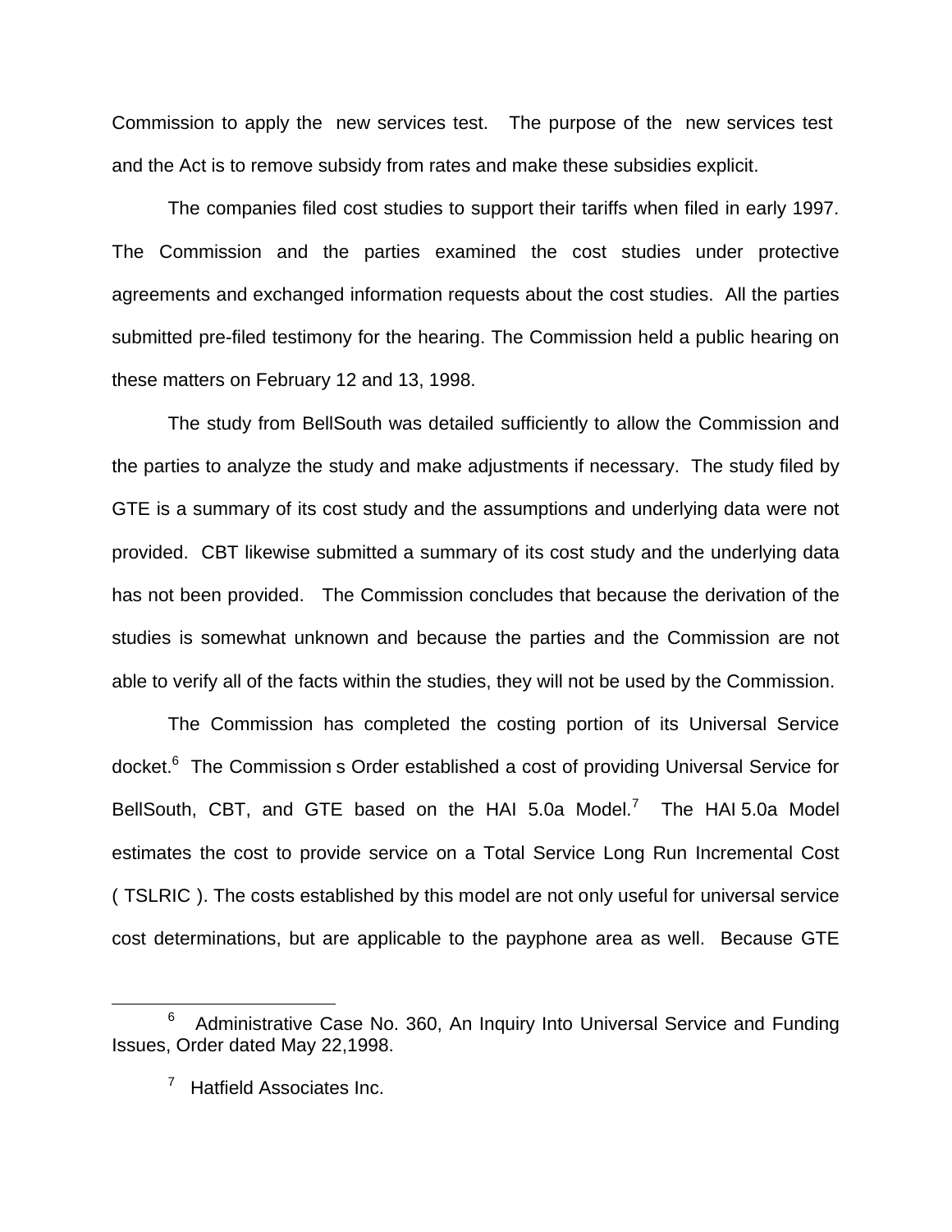Commission to apply the new services test. The purpose of the new services test and the Act is to remove subsidy from rates and make these subsidies explicit.

The companies filed cost studies to support their tariffs when filed in early 1997. The Commission and the parties examined the cost studies under protective agreements and exchanged information requests about the cost studies. All the parties submitted pre-filed testimony for the hearing. The Commission held a public hearing on these matters on February 12 and 13, 1998.

The study from BellSouth was detailed sufficiently to allow the Commission and the parties to analyze the study and make adjustments if necessary. The study filed by GTE is a summary of its cost study and the assumptions and underlying data were not provided. CBT likewise submitted a summary of its cost study and the underlying data has not been provided. The Commission concludes that because the derivation of the studies is somewhat unknown and because the parties and the Commission are not able to verify all of the facts within the studies, they will not be used by the Commission.

The Commission has completed the costing portion of its Universal Service docket.[6] The Commission s Order established a cost of providing Universal Service for BellSouth, CBT, and GTE based on the HAI 5.0a Model.[7] The HAI 5.0a Model estimates the cost to provide service on a Total Service Long Run Incremental Cost ( TSLRIC ). The costs established by this model are not only useful for universal service cost determinations, but are applicable to the payphone area as well. Because GTE

[6] Administrative Case No. 360, An Inquiry Into Universal Service and Funding Issues, Order dated May 22,1998.

[7] Hatfield Associates Inc.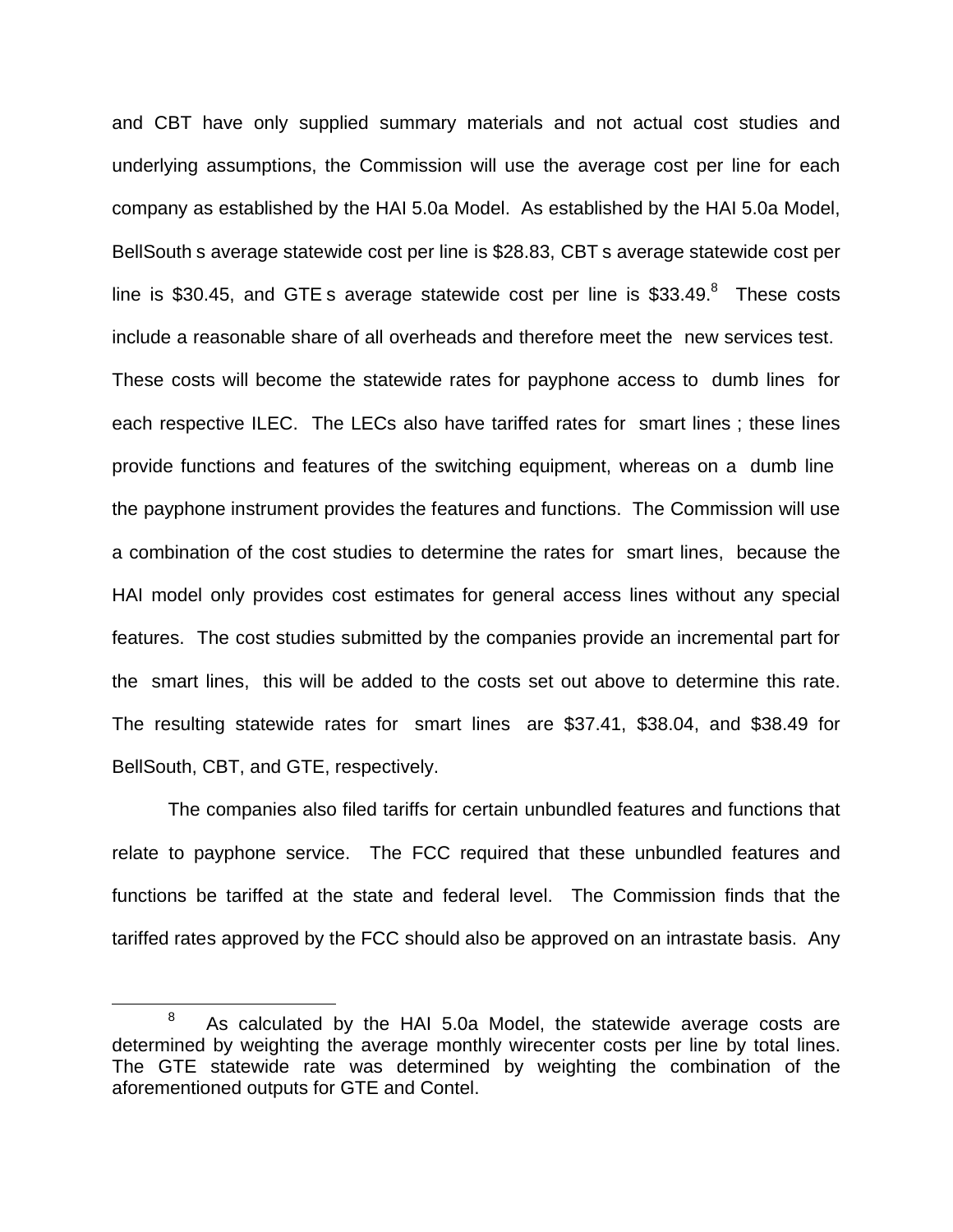and CBT have only supplied summary materials and not actual cost studies and underlying assumptions, the Commission will use the average cost per line for each company as established by the HAI 5.0a Model. As established by the HAI 5.0a Model, BellSouth s average statewide cost per line is $28.83, CBT s average statewide cost per line is $30.45, and GTE s average statewide cost per line is $33.49.[8] These costs include a reasonable share of all overheads and therefore meet the new services test. These costs will become the statewide rates for payphone access to dumb lines for each respective ILEC. The LECs also have tariffed rates for smart lines ; these lines provide functions and features of the switching equipment, whereas on a dumb line the payphone instrument provides the features and functions. The Commission will use a combination of the cost studies to determine the rates for smart lines, because the HAI model only provides cost estimates for general access lines without any special features. The cost studies submitted by the companies provide an incremental part for the smart lines, this will be added to the costs set out above to determine this rate. The resulting statewide rates for smart lines are $37.41, $38.04, and $38.49 for BellSouth, CBT, and GTE, respectively.

The companies also filed tariffs for certain unbundled features and functions that relate to payphone service. The FCC required that these unbundled features and functions be tariffed at the state and federal level. The Commission finds that the tariffed rates approved by the FCC should also be approved on an intrastate basis. Any

---

[8] As calculated by the HAI 5.0a Model, the statewide average costs are determined by weighting the average monthly wirecenter costs per line by total lines. The GTE statewide rate was determined by weighting the combination of the aforementioned outputs for GTE and Contel.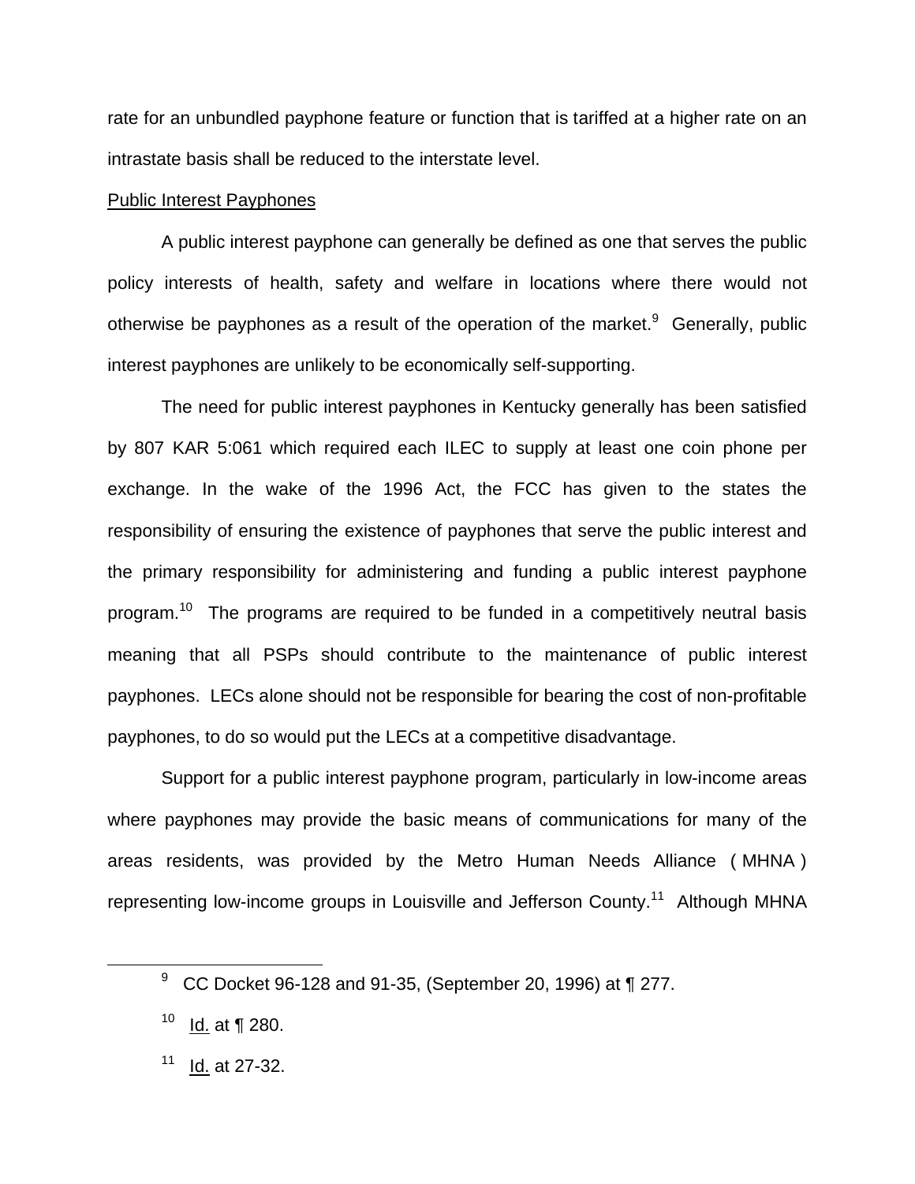rate for an unbundled payphone feature or function that is tariffed at a higher rate on an intrastate basis shall be reduced to the interstate level.

Public Interest Payphones

A public interest payphone can generally be defined as one that serves the public policy interests of health, safety and welfare in locations where there would not otherwise be payphones as a result of the operation of the market.[9] Generally, public interest payphones are unlikely to be economically self-supporting.

The need for public interest payphones in Kentucky generally has been satisfied by 807 KAR 5:061 which required each ILEC to supply at least one coin phone per exchange. In the wake of the 1996 Act, the FCC has given to the states the responsibility of ensuring the existence of payphones that serve the public interest and the primary responsibility for administering and funding a public interest payphone program.[10] The programs are required to be funded in a competitively neutral basis meaning that all PSPs should contribute to the maintenance of public interest payphones. LECs alone should not be responsible for bearing the cost of non-profitable payphones, to do so would put the LECs at a competitive disadvantage.

Support for a public interest payphone program, particularly in low-income areas where payphones may provide the basic means of communications for many of the areas residents, was provided by the Metro Human Needs Alliance ( MHNA ) representing low-income groups in Louisville and Jefferson County.[11] Although MHNA

[9] CC Docket 96-128 and 91-35, (September 20, 1996) at ¶ 277.

[10] Id. at ¶ 280.

[11] Id. at 27-32.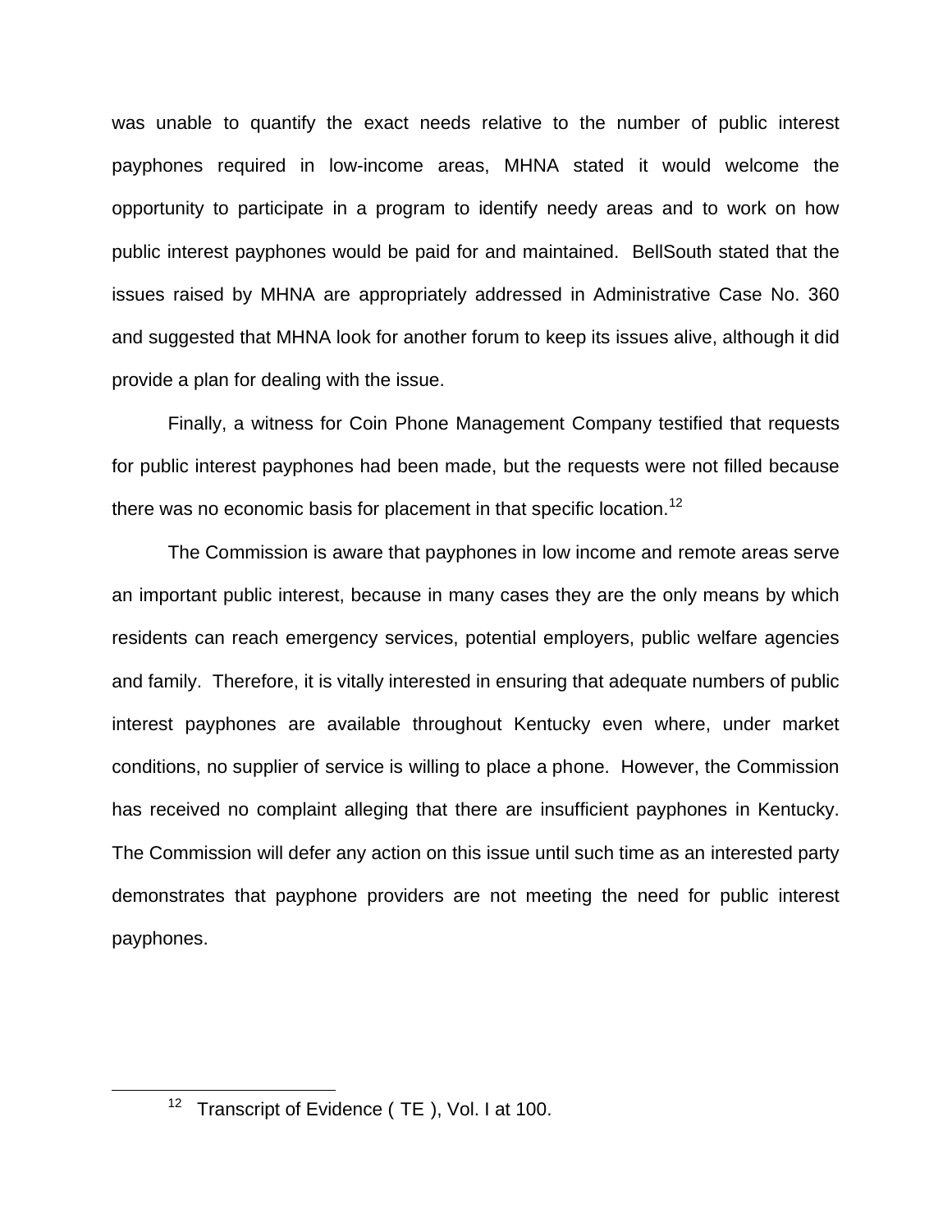was unable to quantify the exact needs relative to the number of public interest payphones required in low-income areas, MHNA stated it would welcome the opportunity to participate in a program to identify needy areas and to work on how public interest payphones would be paid for and maintained. BellSouth stated that the issues raised by MHNA are appropriately addressed in Administrative Case No. 360 and suggested that MHNA look for another forum to keep its issues alive, although it did provide a plan for dealing with the issue.

Finally, a witness for Coin Phone Management Company testified that requests for public interest payphones had been made, but the requests were not filled because there was no economic basis for placement in that specific location.[12]

The Commission is aware that payphones in low income and remote areas serve an important public interest, because in many cases they are the only means by which residents can reach emergency services, potential employers, public welfare agencies and family. Therefore, it is vitally interested in ensuring that adequate numbers of public interest payphones are available throughout Kentucky even where, under market conditions, no supplier of service is willing to place a phone. However, the Commission has received no complaint alleging that there are insufficient payphones in Kentucky. The Commission will defer any action on this issue until such time as an interested party demonstrates that payphone providers are not meeting the need for public interest payphones.

[12] Transcript of Evidence ( TE ), Vol. I at 100.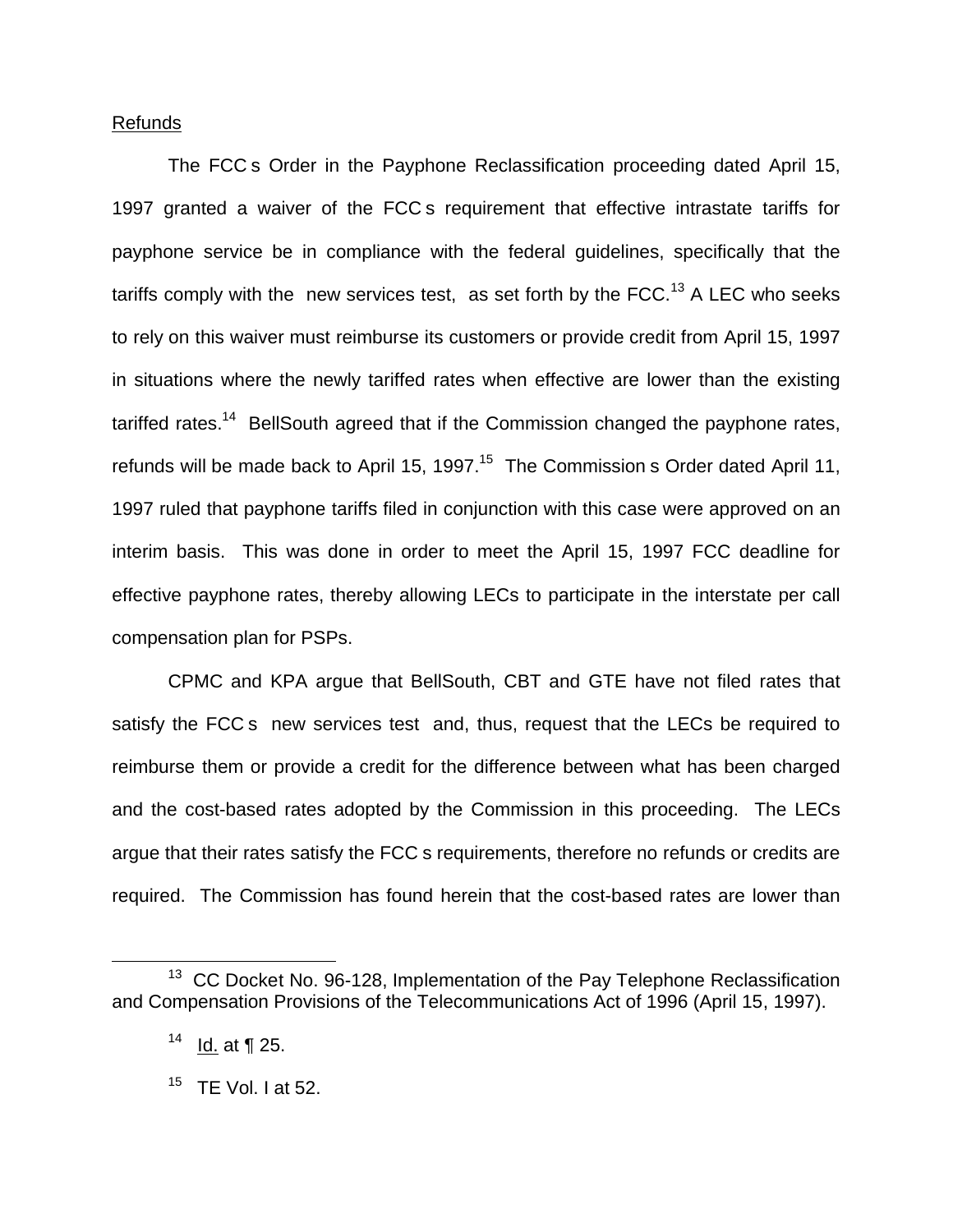Refunds

The FCC s Order in the Payphone Reclassification proceeding dated April 15, 1997 granted a waiver of the FCC s requirement that effective intrastate tariffs for payphone service be in compliance with the federal guidelines, specifically that the tariffs comply with the  new services test,  as set forth by the FCC.[13] A LEC who seeks to rely on this waiver must reimburse its customers or provide credit from April 15, 1997 in situations where the newly tariffed rates when effective are lower than the existing tariffed rates.[14] BellSouth agreed that if the Commission changed the payphone rates, refunds will be made back to April 15, 1997.[15] The Commission s Order dated April 11, 1997 ruled that payphone tariffs filed in conjunction with this case were approved on an interim basis. This was done in order to meet the April 15, 1997 FCC deadline for effective payphone rates, thereby allowing LECs to participate in the interstate per call compensation plan for PSPs.

CPMC and KPA argue that BellSouth, CBT and GTE have not filed rates that satisfy the FCC s  new services test  and, thus, request that the LECs be required to reimburse them or provide a credit for the difference between what has been charged and the cost-based rates adopted by the Commission in this proceeding. The LECs argue that their rates satisfy the FCC s requirements, therefore no refunds or credits are required. The Commission has found herein that the cost-based rates are lower than

[13] CC Docket No. 96-128, Implementation of the Pay Telephone Reclassification and Compensation Provisions of the Telecommunications Act of 1996 (April 15, 1997).

[14] Id. at ¶ 25.

[15] TE Vol. I at 52.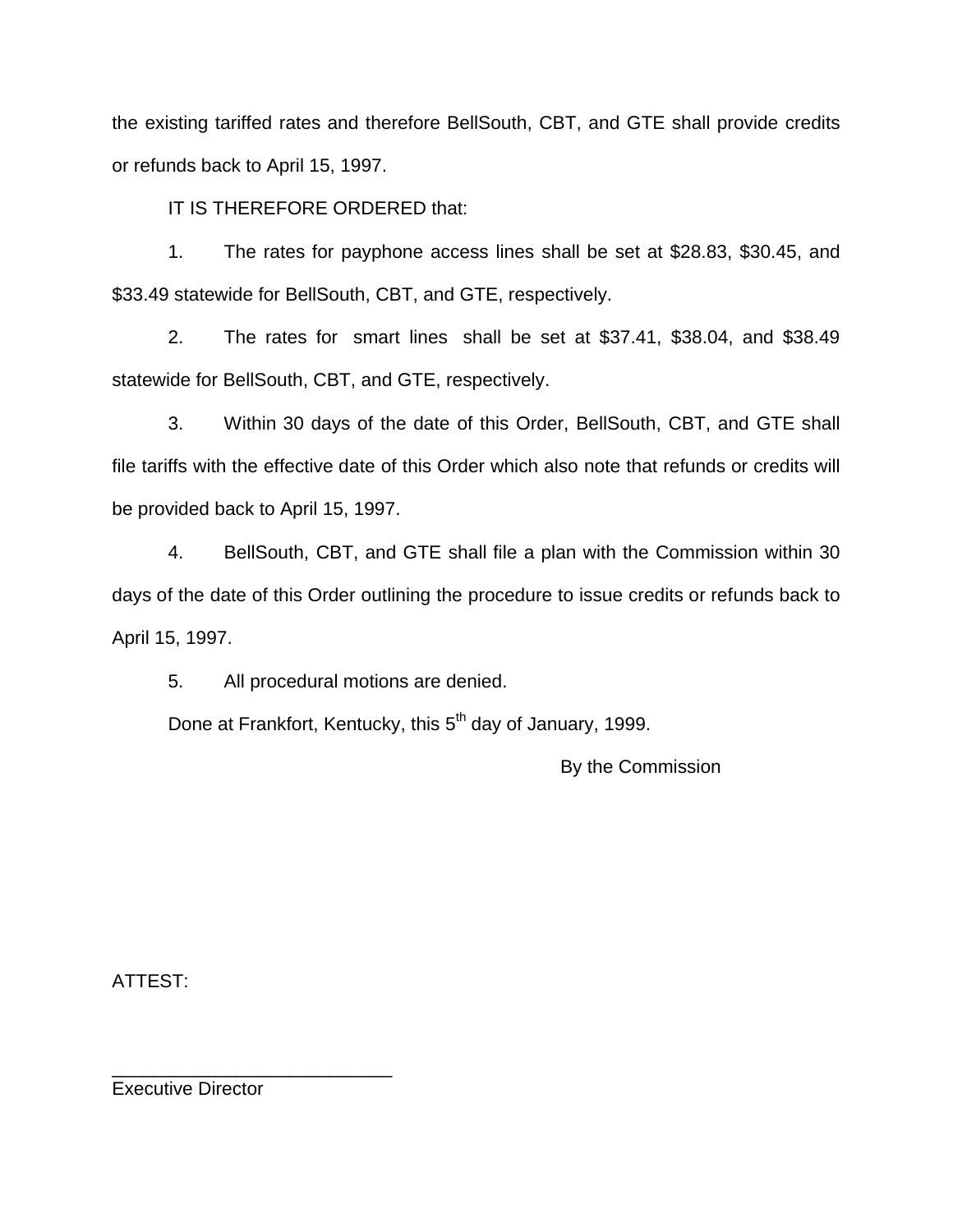the existing tariffed rates and therefore BellSouth, CBT, and GTE shall provide credits or refunds back to April 15, 1997.

IT IS THEREFORE ORDERED that:

1. The rates for payphone access lines shall be set at $28.83, $30.45, and $33.49 statewide for BellSouth, CBT, and GTE, respectively.

2. The rates for smart lines shall be set at $37.41, $38.04, and $38.49 statewide for BellSouth, CBT, and GTE, respectively.

3. Within 30 days of the date of this Order, BellSouth, CBT, and GTE shall file tariffs with the effective date of this Order which also note that refunds or credits will be provided back to April 15, 1997.

4. BellSouth, CBT, and GTE shall file a plan with the Commission within 30 days of the date of this Order outlining the procedure to issue credits or refunds back to April 15, 1997.

5. All procedural motions are denied.

Done at Frankfort, Kentucky, this 5th day of January, 1999.

By the Commission

ATTEST:

___________________________
Executive Director